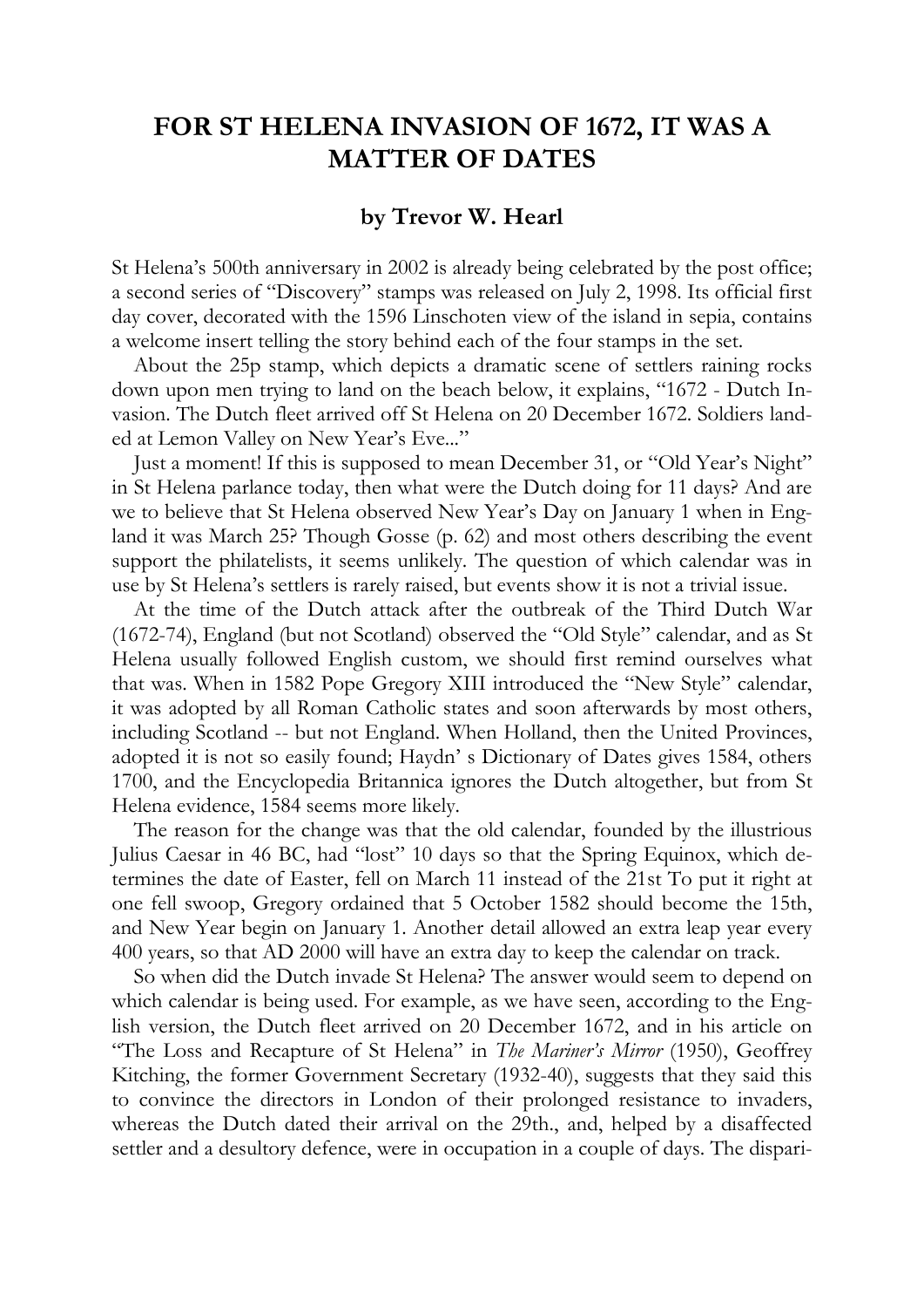# FOR ST HELENA INVASION OF 1672, IT WAS A MATTER OF DATES

### by Trevor W. Hearl

St Helena's 500th anniversary in 2002 is already being celebrated by the post office; a second series of "Discovery" stamps was released on July 2, 1998. Its official first day cover, decorated with the 1596 Linschoten view of the island in sepia, contains a welcome insert telling the story behind each of the four stamps in the set.

About the 25p stamp, which depicts a dramatic scene of settlers raining rocks down upon men trying to land on the beach below, it explains, "1672 - Dutch Invasion. The Dutch fleet arrived off St Helena on 20 December 1672. Soldiers landed at Lemon Valley on New Year's Eve..."

Just a moment! If this is supposed to mean December 31, or "Old Year's Night" in St Helena parlance today, then what were the Dutch doing for 11 days? And are we to believe that St Helena observed New Year's Day on January 1 when in England it was March 25? Though Gosse (p. 62) and most others describing the event support the philatelists, it seems unlikely. The question of which calendar was in use by St Helena's settlers is rarely raised, but events show it is not a trivial issue.

At the time of the Dutch attack after the outbreak of the Third Dutch War (1672-74), England (but not Scotland) observed the "Old Style" calendar, and as St Helena usually followed English custom, we should first remind ourselves what that was. When in 1582 Pope Gregory XIII introduced the "New Style" calendar, it was adopted by all Roman Catholic states and soon afterwards by most others, including Scotland -- but not England. When Holland, then the United Provinces, adopted it is not so easily found; Haydn' s Dictionary of Dates gives 1584, others 1700, and the Encyclopedia Britannica ignores the Dutch altogether, but from St Helena evidence, 1584 seems more likely.

The reason for the change was that the old calendar, founded by the illustrious Julius Caesar in 46 BC, had "lost" 10 days so that the Spring Equinox, which determines the date of Easter, fell on March 11 instead of the 21st To put it right at one fell swoop, Gregory ordained that 5 October 1582 should become the 15th, and New Year begin on January 1. Another detail allowed an extra leap year every 400 years, so that AD 2000 will have an extra day to keep the calendar on track.

So when did the Dutch invade St Helena? The answer would seem to depend on which calendar is being used. For example, as we have seen, according to the English version, the Dutch fleet arrived on 20 December 1672, and in his article on "The Loss and Recapture of St Helena" in *The Mariner's Mirror* (1950), Geoffrey Kitching, the former Government Secretary (1932-40), suggests that they said this to convince the directors in London of their prolonged resistance to invaders, whereas the Dutch dated their arrival on the 29th., and, helped by a disaffected settler and a desultory defence, were in occupation in a couple of days. The dispari-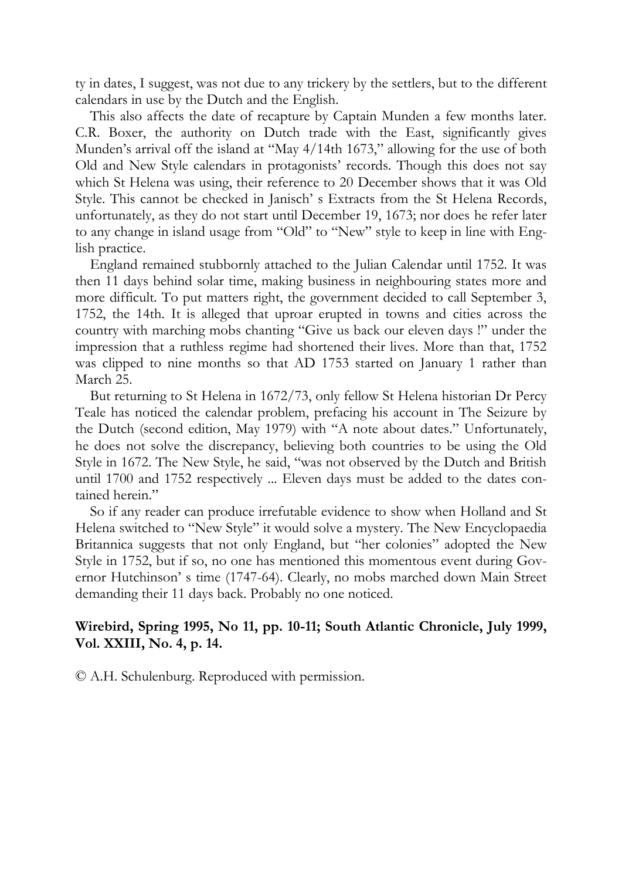ty in dates, I suggest, was not due to any trickery by the settlers, but to the different calendars in use by the Dutch and the English.

This also affects the date of recapture by Captain Munden a few months later. C.R. Boxer, the authority on Dutch trade with the East, significantly gives Munden's arrival off the island at "May 4/14th 1673," allowing for the use of both Old and New Style calendars in protagonists' records. Though this does not say which St Helena was using, their reference to 20 December shows that it was Old Style. This cannot be checked in Janisch' s Extracts from the St Helena Records, unfortunately, as they do not start until December 19, 1673; nor does he refer later to any change in island usage from "Old" to "New" style to keep in line with English practice.

England remained stubbornly attached to the Julian Calendar until 1752. It was then 11 days behind solar time, making business in neighbouring states more and more difficult. To put matters right, the government decided to call September 3, 1752, the 14th. It is alleged that uproar erupted in towns and cities across the country with marching mobs chanting "Give us back our eleven days !" under the impression that a ruthless regime had shortened their lives. More than that, 1752 was clipped to nine months so that AD 1753 started on January 1 rather than March 25.

But returning to St Helena in 1672/73, only fellow St Helena historian Dr Percy Teale has noticed the calendar problem, prefacing his account in The Seizure by the Dutch (second edition, May 1979) with "A note about dates." Unfortunately, he does not solve the discrepancy, believing both countries to be using the Old Style in 1672. The New Style, he said, "was not observed by the Dutch and British until 1700 and 1752 respectively ... Eleven days must be added to the dates contained herein."

So if any reader can produce irrefutable evidence to show when Holland and St Helena switched to "New Style" it would solve a mystery. The New Encyclopaedia Britannica suggests that not only England, but "her colonies" adopted the New Style in 1752, but if so, no one has mentioned this momentous event during Governor Hutchinson' s time (1747-64). Clearly, no mobs marched down Main Street demanding their 11 days back. Probably no one noticed.

**Wirebird, Spring 1995, No 11, pp. 10-11; South Atlantic Chronicle, July 1999, Vol. XXIII, No. 4, p. 14.**

© A.H. Schulenburg. Reproduced with permission.